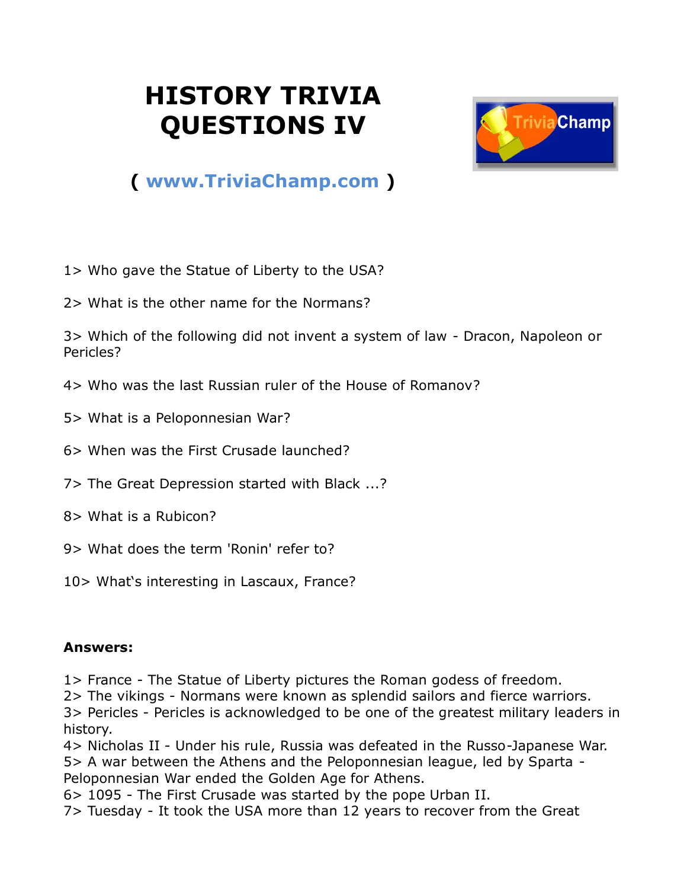# HISTORY TRIVIA QUESTIONS IV

( www.TriviaChamp.com )

1> Who gave the Statue of Liberty to the USA?

2> What is the other name for the Normans?

3> Which of the following did not invent a system of law - Dracon, Napoleon or Pericles?

4> Who was the last Russian ruler of the House of Romanov?

5> What is a Peloponnesian War?

6> When was the First Crusade launched?

7> The Great Depression started with Black ...?

8> What is a Rubicon?

9> What does the term 'Ronin' refer to?

10> What‵s interesting in Lascaux, France?

**Answers:**

1> France - The Statue of Liberty pictures the Roman godess of freedom.
2> The vikings - Normans were known as splendid sailors and fierce warriors.
3> Pericles - Pericles is acknowledged to be one of the greatest military leaders in history.
4> Nicholas II - Under his rule, Russia was defeated in the Russo-Japanese War.
5> A war between the Athens and the Peloponnesian league, led by Sparta - Peloponnesian War ended the Golden Age for Athens.
6> 1095 - The First Crusade was started by the pope Urban II.
7> Tuesday - It took the USA more than 12 years to recover from the Great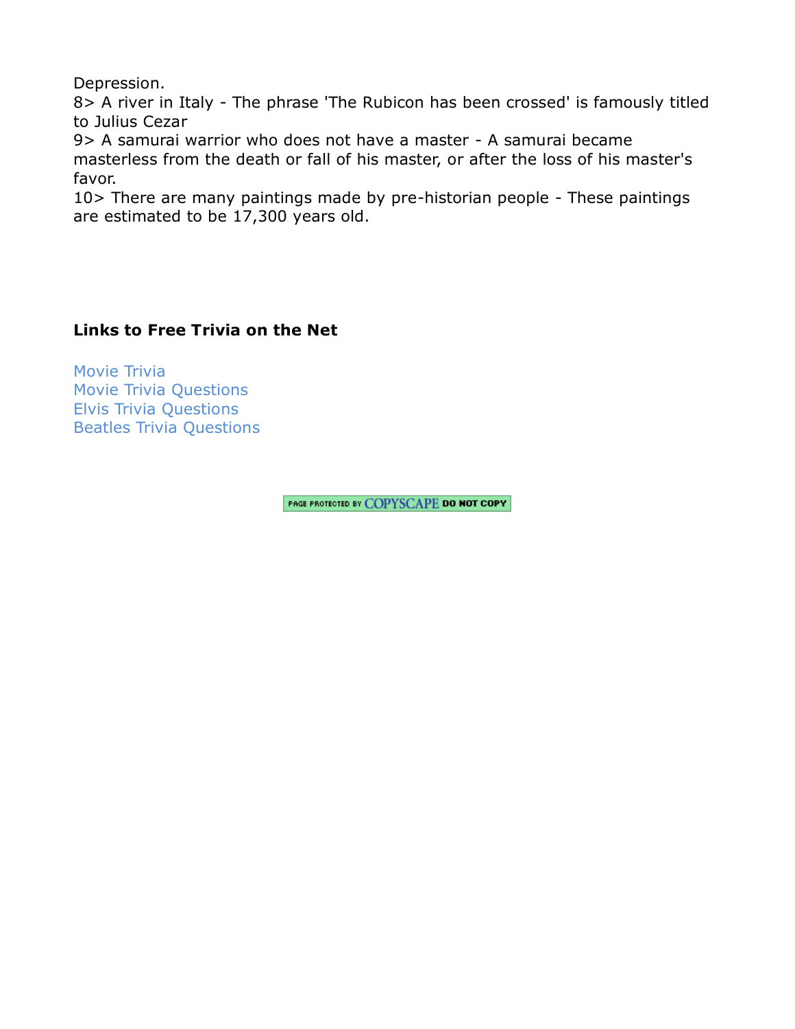Depression.
8> A river in Italy - The phrase 'The Rubicon has been crossed' is famously titled to Julius Cezar
9> A samurai warrior who does not have a master - A samurai became masterless from the death or fall of his master, or after the loss of his master's favor.
10> There are many paintings made by pre-historian people - These paintings are estimated to be 17,300 years old.

**Links to Free Trivia on the Net**

Movie Trivia
Movie Trivia Questions
Elvis Trivia Questions
Beatles Trivia Questions

PAGE PROTECTED BY COPYSCAPE DO NOT COPY